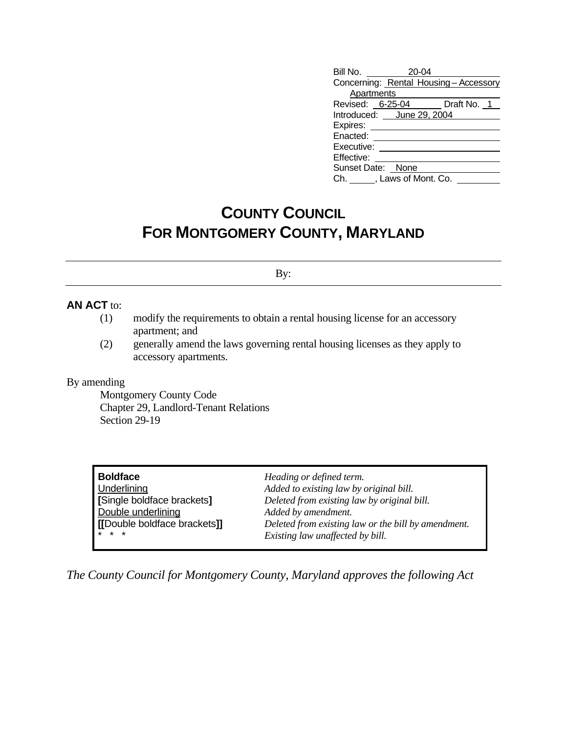Bill No. 20-04
Concerning: Rental Housing – Accessory Apartments
Revised: 6-25-04 Draft No. 1
Introduced: June 29, 2004
Expires:
Enacted:
Executive:
Effective:
Sunset Date: None
Ch. \_\_\_\_\_, Laws of Mont. Co.

# COUNTY COUNCIL FOR MONTGOMERY COUNTY, MARYLAND

By:

**AN ACT** to:

(1) modify the requirements to obtain a rental housing license for an accessory apartment; and
(2) generally amend the laws governing rental housing licenses as they apply to accessory apartments.

By amending
Montgomery County Code
Chapter 29, Landlord-Tenant Relations
Section 29-19

| | |
|---|---|
| **Boldface** | *Heading or defined term.* |
| Underlining | *Added to existing law by original bill.* |
| **[**Single boldface brackets**]** | *Deleted from existing law by original bill.* |
| Double underlining | *Added by amendment.* |
| **[[**Double boldface brackets**]]** | *Deleted from existing law or the bill by amendment.* |
| * * * | *Existing law unaffected by bill.* |

*The County Council for Montgomery County, Maryland approves the following Act*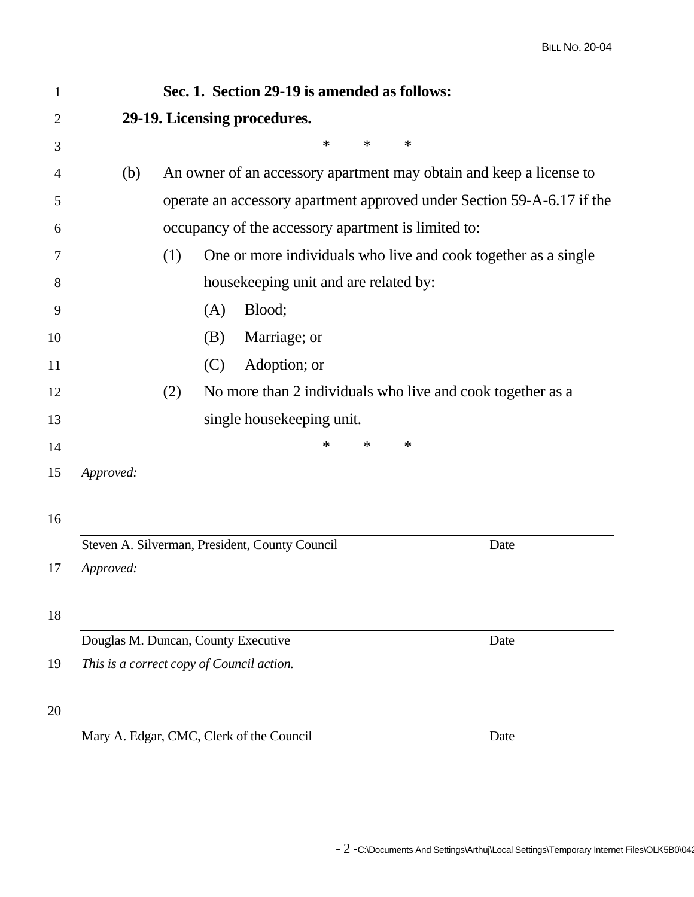**Sec. 1. Section 29-19 is amended as follows:**

**29-19. Licensing procedures.**

\* \* \*

(b) An owner of an accessory apartment may obtain and keep a license to operate an accessory apartment approved under Section 59-A-6.17 if the occupancy of the accessory apartment is limited to:

(1) One or more individuals who live and cook together as a single housekeeping unit and are related by:

(A) Blood;

(B) Marriage; or

(C) Adoption; or

(2) No more than 2 individuals who live and cook together as a single housekeeping unit.

\* \* \*

*Approved:*

Steven A. Silverman, President, County Council — Date

*Approved:*

Douglas M. Duncan, County Executive — Date

*This is a correct copy of Council action.*

Mary A. Edgar, CMC, Clerk of the Council — Date